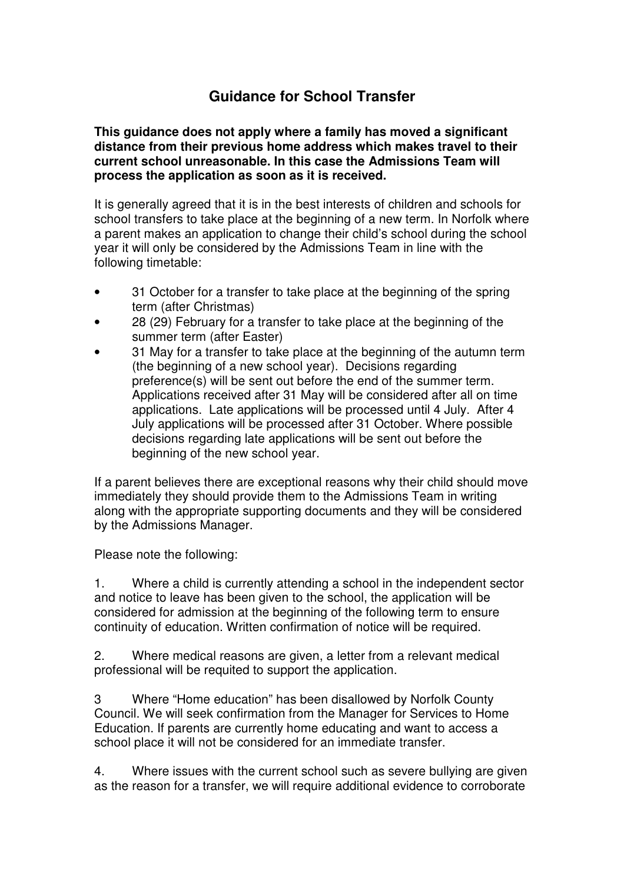# Guidance for School Transfer

**This guidance does not apply where a family has moved a significant distance from their previous home address which makes travel to their current school unreasonable. In this case the Admissions Team will process the application as soon as it is received.**

It is generally agreed that it is in the best interests of children and schools for school transfers to take place at the beginning of a new term. In Norfolk where a parent makes an application to change their child's school during the school year it will only be considered by the Admissions Team in line with the following timetable:

- 31 October for a transfer to take place at the beginning of the spring term (after Christmas)
- 28 (29) February for a transfer to take place at the beginning of the summer term (after Easter)
- 31 May for a transfer to take place at the beginning of the autumn term (the beginning of a new school year). Decisions regarding preference(s) will be sent out before the end of the summer term. Applications received after 31 May will be considered after all on time applications. Late applications will be processed until 4 July. After 4 July applications will be processed after 31 October. Where possible decisions regarding late applications will be sent out before the beginning of the new school year.

If a parent believes there are exceptional reasons why their child should move immediately they should provide them to the Admissions Team in writing along with the appropriate supporting documents and they will be considered by the Admissions Manager.

Please note the following:

1. Where a child is currently attending a school in the independent sector and notice to leave has been given to the school, the application will be considered for admission at the beginning of the following term to ensure continuity of education. Written confirmation of notice will be required.

2. Where medical reasons are given, a letter from a relevant medical professional will be requited to support the application.

3 Where "Home education" has been disallowed by Norfolk County Council. We will seek confirmation from the Manager for Services to Home Education. If parents are currently home educating and want to access a school place it will not be considered for an immediate transfer.

4. Where issues with the current school such as severe bullying are given as the reason for a transfer, we will require additional evidence to corroborate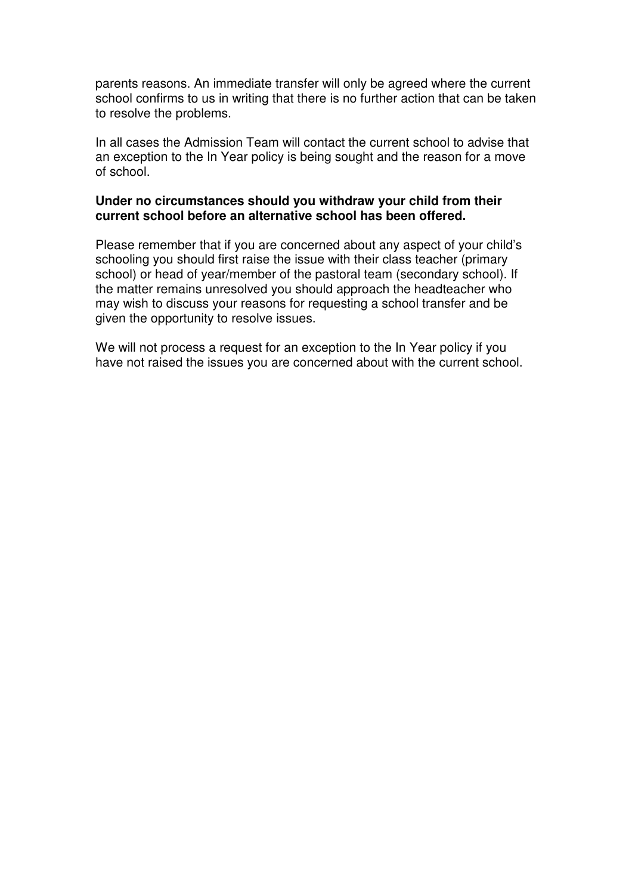parents reasons. An immediate transfer will only be agreed where the current school confirms to us in writing that there is no further action that can be taken to resolve the problems.

In all cases the Admission Team will contact the current school to advise that an exception to the In Year policy is being sought and the reason for a move of school.

**Under no circumstances should you withdraw your child from their current school before an alternative school has been offered.**

Please remember that if you are concerned about any aspect of your child's schooling you should first raise the issue with their class teacher (primary school) or head of year/member of the pastoral team (secondary school). If the matter remains unresolved you should approach the headteacher who may wish to discuss your reasons for requesting a school transfer and be given the opportunity to resolve issues.

We will not process a request for an exception to the In Year policy if you have not raised the issues you are concerned about with the current school.